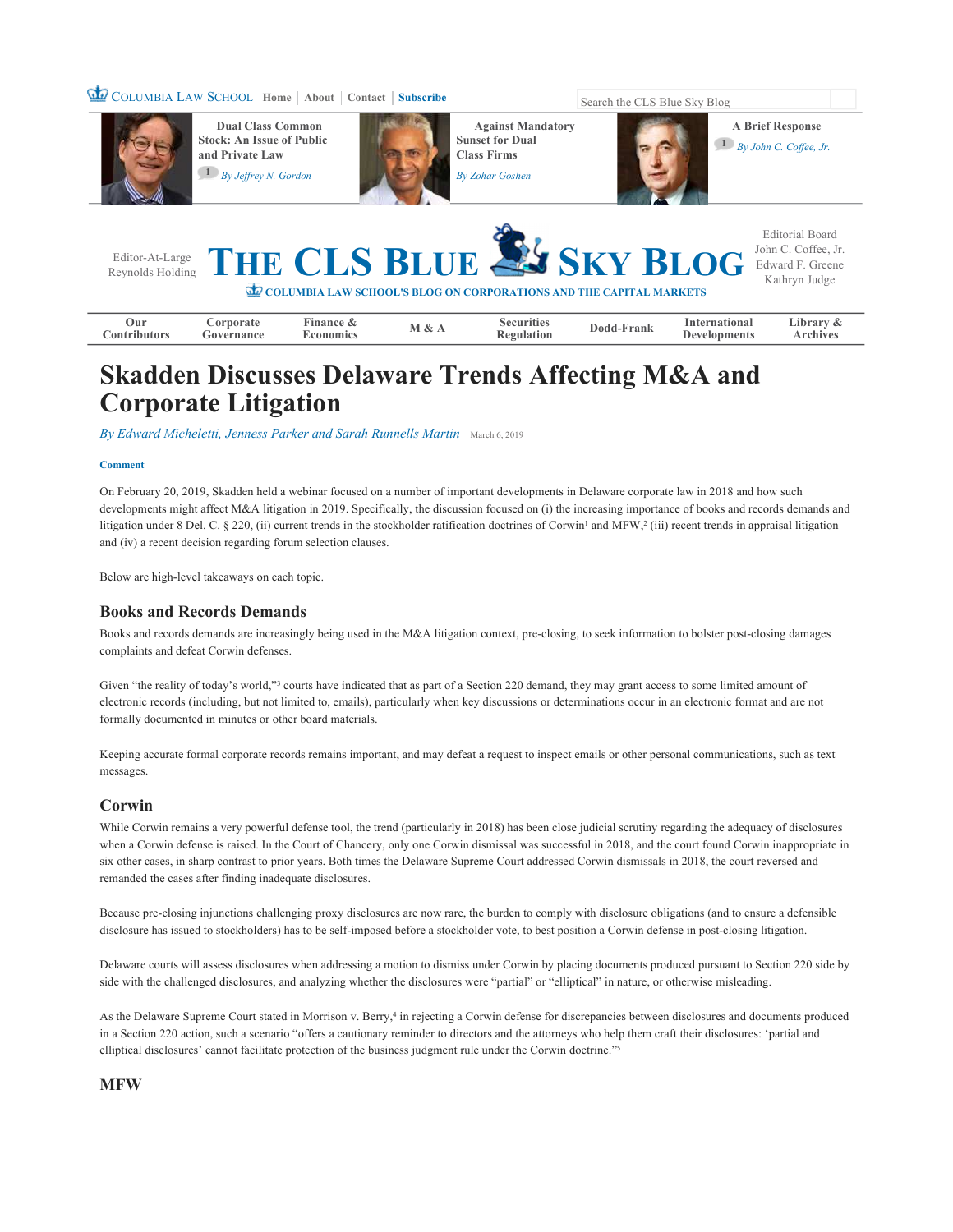# Skadden Discusses Delaware Trends Affecting M&A and Corporate Litigation

*By Edward Micheletti, Jenness Parker and Sarah Runnells Martin* March 6, 2019

On February 20, 2019, Skadden held a webinar focused on a number of important developments in Delaware corporate law in 2018 and how such developments might affect M&A litigation in 2019. Specifically, the discussion focused on (i) the increasing importance of books and records demands and litigation under 8 Del. C. § 220, (ii) current trends in the stockholder ratification doctrines of Corwin[1] and MFW,[2] (iii) recent trends in appraisal litigation and (iv) a recent decision regarding forum selection clauses.

Below are high-level takeaways on each topic.

## Books and Records Demands

Books and records demands are increasingly being used in the M&A litigation context, pre-closing, to seek information to bolster post-closing damages complaints and defeat Corwin defenses.

Given "the reality of today's world,"[3] courts have indicated that as part of a Section 220 demand, they may grant access to some limited amount of electronic records (including, but not limited to, emails), particularly when key discussions or determinations occur in an electronic format and are not formally documented in minutes or other board materials.

Keeping accurate formal corporate records remains important, and may defeat a request to inspect emails or other personal communications, such as text messages.

## Corwin

While Corwin remains a very powerful defense tool, the trend (particularly in 2018) has been close judicial scrutiny regarding the adequacy of disclosures when a Corwin defense is raised. In the Court of Chancery, only one Corwin dismissal was successful in 2018, and the court found Corwin inappropriate in six other cases, in sharp contrast to prior years. Both times the Delaware Supreme Court addressed Corwin dismissals in 2018, the court reversed and remanded the cases after finding inadequate disclosures.

Because pre-closing injunctions challenging proxy disclosures are now rare, the burden to comply with disclosure obligations (and to ensure a defensible disclosure has issued to stockholders) has to be self-imposed before a stockholder vote, to best position a Corwin defense in post-closing litigation.

Delaware courts will assess disclosures when addressing a motion to dismiss under Corwin by placing documents produced pursuant to Section 220 side by side with the challenged disclosures, and analyzing whether the disclosures were "partial" or "elliptical" in nature, or otherwise misleading.

As the Delaware Supreme Court stated in Morrison v. Berry,[4] in rejecting a Corwin defense for discrepancies between disclosures and documents produced in a Section 220 action, such a scenario "offers a cautionary reminder to directors and the attorneys who help them craft their disclosures: 'partial and elliptical disclosures' cannot facilitate protection of the business judgment rule under the Corwin doctrine."[5]

## MFW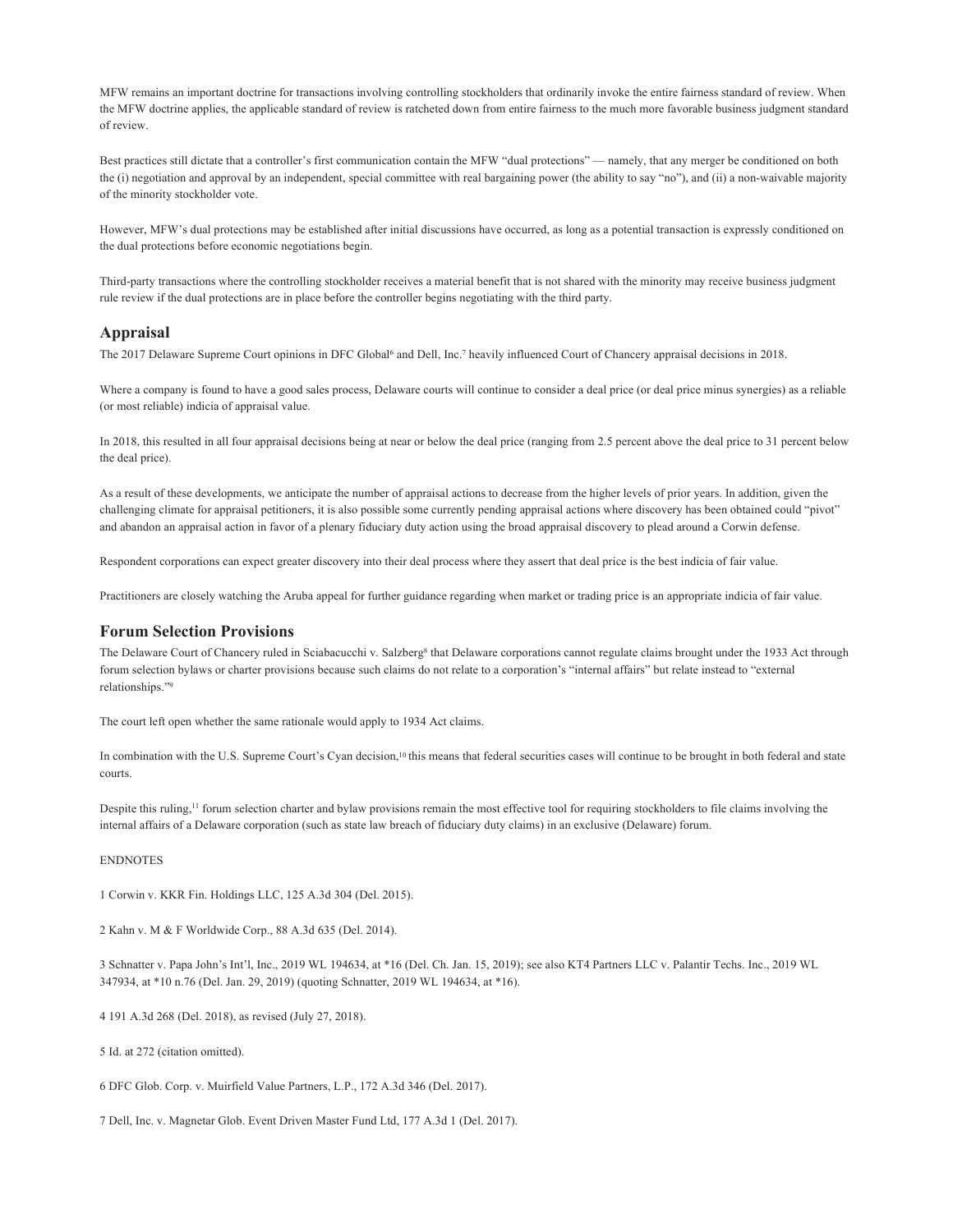MFW remains an important doctrine for transactions involving controlling stockholders that ordinarily invoke the entire fairness standard of review. When the MFW doctrine applies, the applicable standard of review is ratcheted down from entire fairness to the much more favorable business judgment standard of review.

Best practices still dictate that a controller's first communication contain the MFW "dual protections" — namely, that any merger be conditioned on both the (i) negotiation and approval by an independent, special committee with real bargaining power (the ability to say "no"), and (ii) a non-waivable majority of the minority stockholder vote.

However, MFW's dual protections may be established after initial discussions have occurred, as long as a potential transaction is expressly conditioned on the dual protections before economic negotiations begin.

Third-party transactions where the controlling stockholder receives a material benefit that is not shared with the minority may receive business judgment rule review if the dual protections are in place before the controller begins negotiating with the third party.

## Appraisal

The 2017 Delaware Supreme Court opinions in DFC Global[6] and Dell, Inc.[7] heavily influenced Court of Chancery appraisal decisions in 2018.

Where a company is found to have a good sales process, Delaware courts will continue to consider a deal price (or deal price minus synergies) as a reliable (or most reliable) indicia of appraisal value.

In 2018, this resulted in all four appraisal decisions being at near or below the deal price (ranging from 2.5 percent above the deal price to 31 percent below the deal price).

As a result of these developments, we anticipate the number of appraisal actions to decrease from the higher levels of prior years. In addition, given the challenging climate for appraisal petitioners, it is also possible some currently pending appraisal actions where discovery has been obtained could "pivot" and abandon an appraisal action in favor of a plenary fiduciary duty action using the broad appraisal discovery to plead around a Corwin defense.

Respondent corporations can expect greater discovery into their deal process where they assert that deal price is the best indicia of fair value.

Practitioners are closely watching the Aruba appeal for further guidance regarding when market or trading price is an appropriate indicia of fair value.

## Forum Selection Provisions

The Delaware Court of Chancery ruled in Sciabacucchi v. Salzberg[8] that Delaware corporations cannot regulate claims brought under the 1933 Act through forum selection bylaws or charter provisions because such claims do not relate to a corporation's "internal affairs" but relate instead to "external relationships."[9]

The court left open whether the same rationale would apply to 1934 Act claims.

In combination with the U.S. Supreme Court's Cyan decision,[10] this means that federal securities cases will continue to be brought in both federal and state courts.

Despite this ruling,[11] forum selection charter and bylaw provisions remain the most effective tool for requiring stockholders to file claims involving the internal affairs of a Delaware corporation (such as state law breach of fiduciary duty claims) in an exclusive (Delaware) forum.

ENDNOTES

1 Corwin v. KKR Fin. Holdings LLC, 125 A.3d 304 (Del. 2015).

2 Kahn v. M & F Worldwide Corp., 88 A.3d 635 (Del. 2014).

3 Schnatter v. Papa John's Int'l, Inc., 2019 WL 194634, at *16 (Del. Ch. Jan. 15, 2019); see also KT4 Partners LLC v. Palantir Techs. Inc., 2019 WL 347934, at *10 n.76 (Del. Jan. 29, 2019) (quoting Schnatter, 2019 WL 194634, at *16).

4 191 A.3d 268 (Del. 2018), as revised (July 27, 2018).

5 Id. at 272 (citation omitted).

6 DFC Glob. Corp. v. Muirfield Value Partners, L.P., 172 A.3d 346 (Del. 2017).

7 Dell, Inc. v. Magnetar Glob. Event Driven Master Fund Ltd, 177 A.3d 1 (Del. 2017).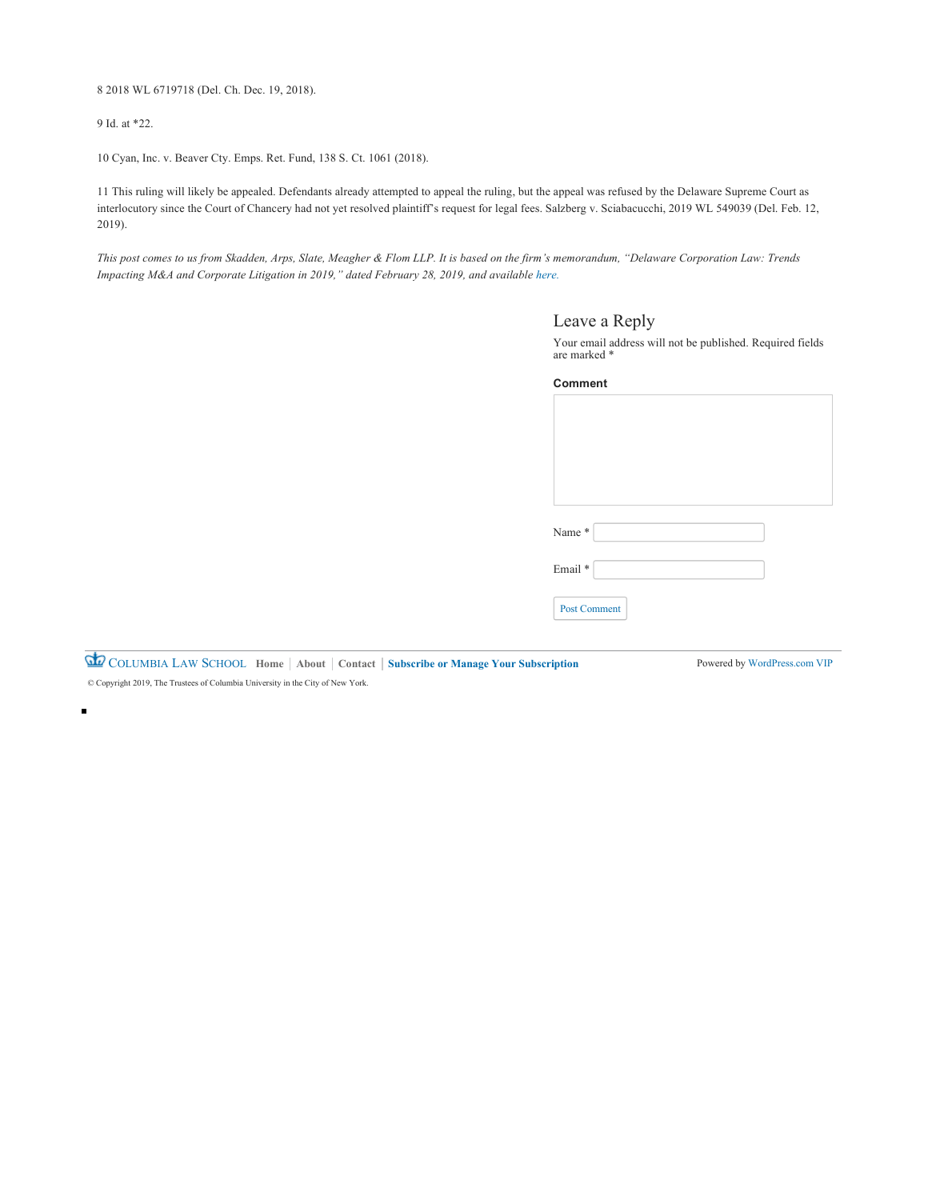8 2018 WL 6719718 (Del. Ch. Dec. 19, 2018).

9 Id. at *22.

10 Cyan, Inc. v. Beaver Cty. Emps. Ret. Fund, 138 S. Ct. 1061 (2018).

11 This ruling will likely be appealed. Defendants already attempted to appeal the ruling, but the appeal was refused by the Delaware Supreme Court as interlocutory since the Court of Chancery had not yet resolved plaintiff's request for legal fees. Salzberg v. Sciabacucchi, 2019 WL 549039 (Del. Feb. 12, 2019).

*This post comes to us from Skadden, Arps, Slate, Meagher & Flom LLP. It is based on the firm's memorandum, "Delaware Corporation Law: Trends Impacting M&A and Corporate Litigation in 2019," dated February 28, 2019, and available here.*

## Leave a Reply

Your email address will not be published. Required fields are marked *

**Comment**

Name *

Email *

Post Comment

COLUMBIA LAW SCHOOL Home | About | Contact | **Subscribe or Manage Your Subscription**

Powered by WordPress.com VIP

© Copyright 2019, The Trustees of Columbia University in the City of New York.